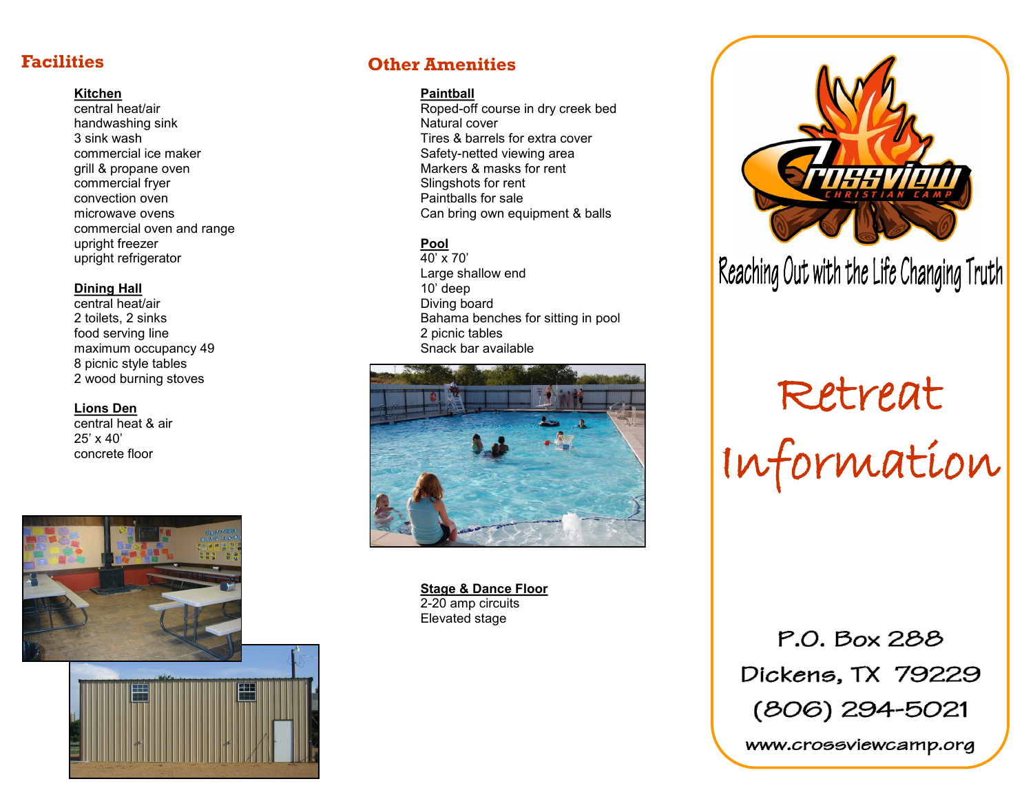## Facilities

**Kitchen**
central heat/air
handwashing sink
3 sink wash
commercial ice maker
grill & propane oven
commercial fryer
convection oven
microwave ovens
commercial oven and range
upright freezer
upright refrigerator

**Dining Hall**
central heat/air
2 toilets, 2 sinks
food serving line
maximum occupancy 49
8 picnic style tables
2 wood burning stoves

**Lions Den**
central heat & air
25' x 40'
concrete floor

## Other Amenities

**Paintball**
Roped-off course in dry creek bed
Natural cover
Tires & barrels for extra cover
Safety-netted viewing area
Markers & masks for rent
Slingshots for rent
Paintballs for sale
Can bring own equipment & balls

**Pool**
40' x 70'
Large shallow end
10' deep
Diving board
Bahama benches for sitting in pool
2 picnic tables
Snack bar available

**Stage & Dance Floor**
2-20 amp circuits
Elevated stage

Crossview Christian Camp

Reaching Out with the Life Changing Truth

# Retreat Information

P.O. Box 288
Dickens, TX 79229
(806) 294-5021
www.crossviewcamp.org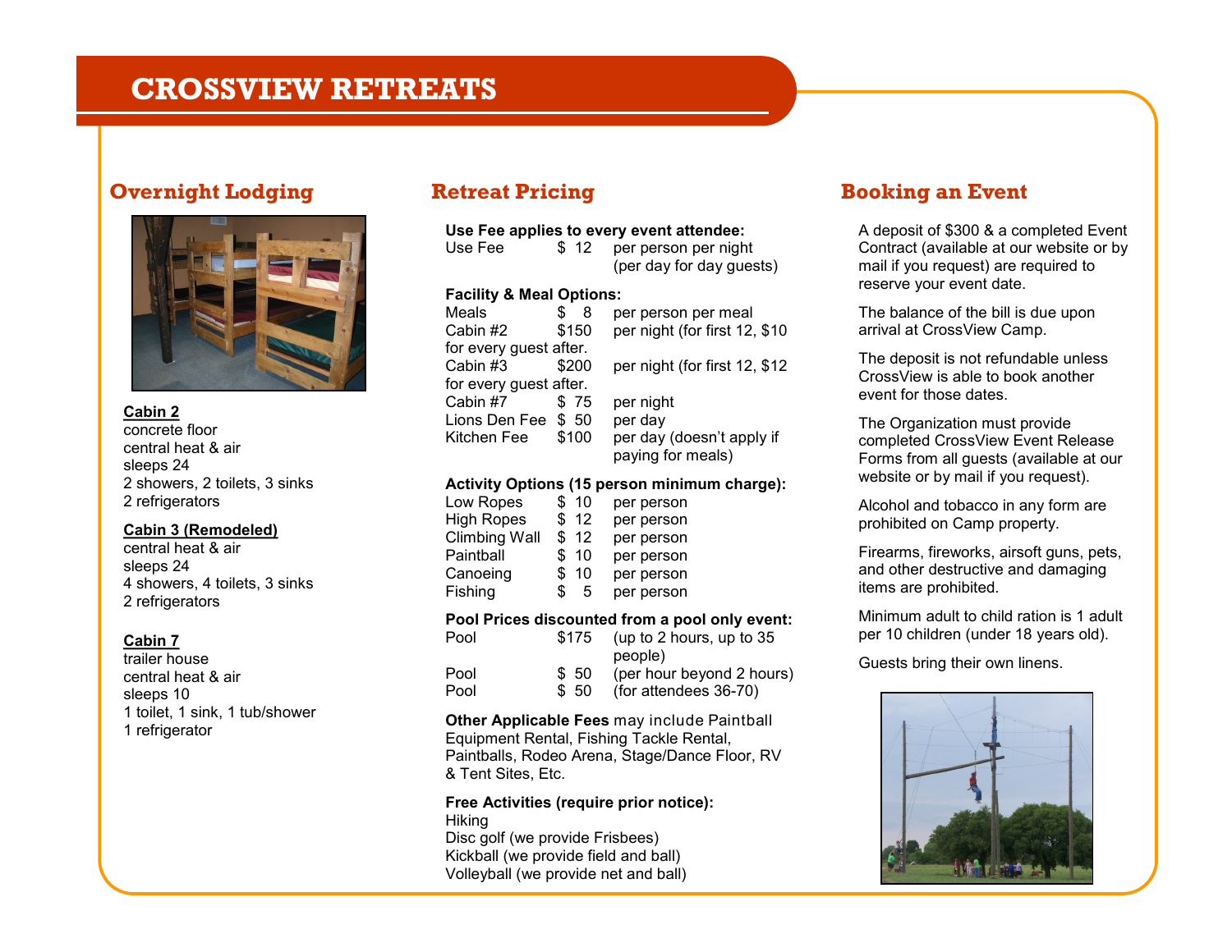# CROSSVIEW RETREATS

## Overnight Lodging

**Cabin 2**
concrete floor
central heat & air
sleeps 24
2 showers, 2 toilets, 3 sinks
2 refrigerators

**Cabin 3 (Remodeled)**
central heat & air
sleeps 24
4 showers, 4 toilets, 3 sinks
2 refrigerators

**Cabin 7**
trailer house
central heat & air
sleeps 10
1 toilet, 1 sink, 1 tub/shower
1 refrigerator

## Retreat Pricing

**Use Fee applies to every event attendee:**

| | | |
|---|---|---|
| Use Fee | $ 12 | per person per night (per day for day guests) |

**Facility & Meal Options:**

| | | |
|---|---|---|
| Meals | $ 8 | per person per meal |
| Cabin #2 | $150 | per night (for first 12, $10 for every guest after. |
| Cabin #3 | $200 | per night (for first 12, $12 for every guest after. |
| Cabin #7 | $ 75 | per night |
| Lions Den Fee | $ 50 | per day |
| Kitchen Fee | $100 | per day (doesn't apply if paying for meals) |

**Activity Options (15 person minimum charge):**

| | | |
|---|---|---|
| Low Ropes | $ 10 | per person |
| High Ropes | $ 12 | per person |
| Climbing Wall | $ 12 | per person |
| Paintball | $ 10 | per person |
| Canoeing | $ 10 | per person |
| Fishing | $ 5 | per person |

**Pool Prices discounted from a pool only event:**

| | | |
|---|---|---|
| Pool | $175 | (up to 2 hours, up to 35 people) |
| Pool | $ 50 | (per hour beyond 2 hours) |
| Pool | $ 50 | (for attendees 36-70) |

**Other Applicable Fees** may include Paintball Equipment Rental, Fishing Tackle Rental, Paintballs, Rodeo Arena, Stage/Dance Floor, RV & Tent Sites, Etc.

**Free Activities (require prior notice):**
Hiking
Disc golf (we provide Frisbees)
Kickball (we provide field and ball)
Volleyball (we provide net and ball)

## Booking an Event

A deposit of $300 & a completed Event Contract (available at our website or by mail if you request) are required to reserve your event date.

The balance of the bill is due upon arrival at CrossView Camp.

The deposit is not refundable unless CrossView is able to book another event for those dates.

The Organization must provide completed CrossView Event Release Forms from all guests (available at our website or by mail if you request).

Alcohol and tobacco in any form are prohibited on Camp property.

Firearms, fireworks, airsoft guns, pets, and other destructive and damaging items are prohibited.

Minimum adult to child ration is 1 adult per 10 children (under 18 years old).

Guests bring their own linens.